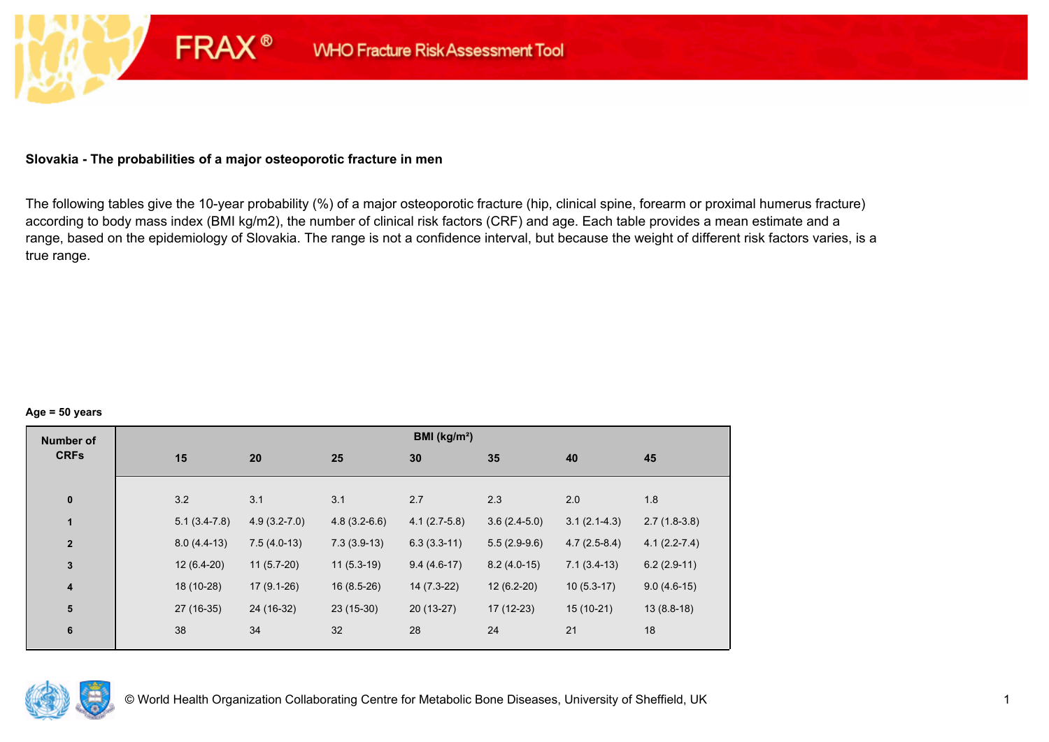FRAX® WHO Fracture Risk Assessment Tool

## Slovakia - The probabilities of a major osteoporotic fracture in men

The following tables give the 10-year probability (%) of a major osteoporotic fracture (hip, clinical spine, forearm or proximal humerus fracture) according to body mass index (BMI kg/m2), the number of clinical risk factors (CRF) and age. Each table provides a mean estimate and a range, based on the epidemiology of Slovakia. The range is not a confidence interval, but because the weight of different risk factors varies, is a true range.

**Age = 50 years**

| Number of CRFs | BMI (kg/m²) | | | | | | |
|---|---|---|---|---|---|---|---|
| | 15 | 20 | 25 | 30 | 35 | 40 | 45 |
| 0 | 3.2 | 3.1 | 3.1 | 2.7 | 2.3 | 2.0 | 1.8 |
| 1 | 5.1 (3.4-7.8) | 4.9 (3.2-7.0) | 4.8 (3.2-6.6) | 4.1 (2.7-5.8) | 3.6 (2.4-5.0) | 3.1 (2.1-4.3) | 2.7 (1.8-3.8) |
| 2 | 8.0 (4.4-13) | 7.5 (4.0-13) | 7.3 (3.9-13) | 6.3 (3.3-11) | 5.5 (2.9-9.6) | 4.7 (2.5-8.4) | 4.1 (2.2-7.4) |
| 3 | 12 (6.4-20) | 11 (5.7-20) | 11 (5.3-19) | 9.4 (4.6-17) | 8.2 (4.0-15) | 7.1 (3.4-13) | 6.2 (2.9-11) |
| 4 | 18 (10-28) | 17 (9.1-26) | 16 (8.5-26) | 14 (7.3-22) | 12 (6.2-20) | 10 (5.3-17) | 9.0 (4.6-15) |
| 5 | 27 (16-35) | 24 (16-32) | 23 (15-30) | 20 (13-27) | 17 (12-23) | 15 (10-21) | 13 (8.8-18) |
| 6 | 38 | 34 | 32 | 28 | 24 | 21 | 18 |

© World Health Organization Collaborating Centre for Metabolic Bone Diseases, University of Sheffield, UK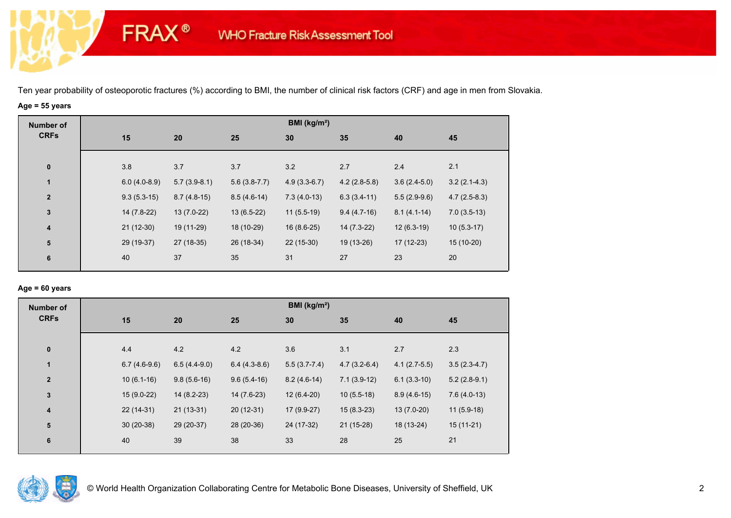Ten year probability of osteoporotic fractures (%) according to BMI, the number of clinical risk factors (CRF) and age in men from Slovakia.

**Age = 55 years**

| Number of CRFs | BMI (kg/m²) | | | | | | |
|---|---|---|---|---|---|---|---|
| | 15 | 20 | 25 | 30 | 35 | 40 | 45 |
| 0 | 3.8 | 3.7 | 3.7 | 3.2 | 2.7 | 2.4 | 2.1 |
| 1 | 6.0 (4.0-8.9) | 5.7 (3.9-8.1) | 5.6 (3.8-7.7) | 4.9 (3.3-6.7) | 4.2 (2.8-5.8) | 3.6 (2.4-5.0) | 3.2 (2.1-4.3) |
| 2 | 9.3 (5.3-15) | 8.7 (4.8-15) | 8.5 (4.6-14) | 7.3 (4.0-13) | 6.3 (3.4-11) | 5.5 (2.9-9.6) | 4.7 (2.5-8.3) |
| 3 | 14 (7.8-22) | 13 (7.0-22) | 13 (6.5-22) | 11 (5.5-19) | 9.4 (4.7-16) | 8.1 (4.1-14) | 7.0 (3.5-13) |
| 4 | 21 (12-30) | 19 (11-29) | 18 (10-29) | 16 (8.6-25) | 14 (7.3-22) | 12 (6.3-19) | 10 (5.3-17) |
| 5 | 29 (19-37) | 27 (18-35) | 26 (18-34) | 22 (15-30) | 19 (13-26) | 17 (12-23) | 15 (10-20) |
| 6 | 40 | 37 | 35 | 31 | 27 | 23 | 20 |

**Age = 60 years**

| Number of CRFs | BMI (kg/m²) | | | | | | |
|---|---|---|---|---|---|---|---|
| | 15 | 20 | 25 | 30 | 35 | 40 | 45 |
| 0 | 4.4 | 4.2 | 4.2 | 3.6 | 3.1 | 2.7 | 2.3 |
| 1 | 6.7 (4.6-9.6) | 6.5 (4.4-9.0) | 6.4 (4.3-8.6) | 5.5 (3.7-7.4) | 4.7 (3.2-6.4) | 4.1 (2.7-5.5) | 3.5 (2.3-4.7) |
| 2 | 10 (6.1-16) | 9.8 (5.6-16) | 9.6 (5.4-16) | 8.2 (4.6-14) | 7.1 (3.9-12) | 6.1 (3.3-10) | 5.2 (2.8-9.1) |
| 3 | 15 (9.0-22) | 14 (8.2-23) | 14 (7.6-23) | 12 (6.4-20) | 10 (5.5-18) | 8.9 (4.6-15) | 7.6 (4.0-13) |
| 4 | 22 (14-31) | 21 (13-31) | 20 (12-31) | 17 (9.9-27) | 15 (8.3-23) | 13 (7.0-20) | 11 (5.9-18) |
| 5 | 30 (20-38) | 29 (20-37) | 28 (20-36) | 24 (17-32) | 21 (15-28) | 18 (13-24) | 15 (11-21) |
| 6 | 40 | 39 | 38 | 33 | 28 | 25 | 21 |

© World Health Organization Collaborating Centre for Metabolic Bone Diseases, University of Sheffield, UK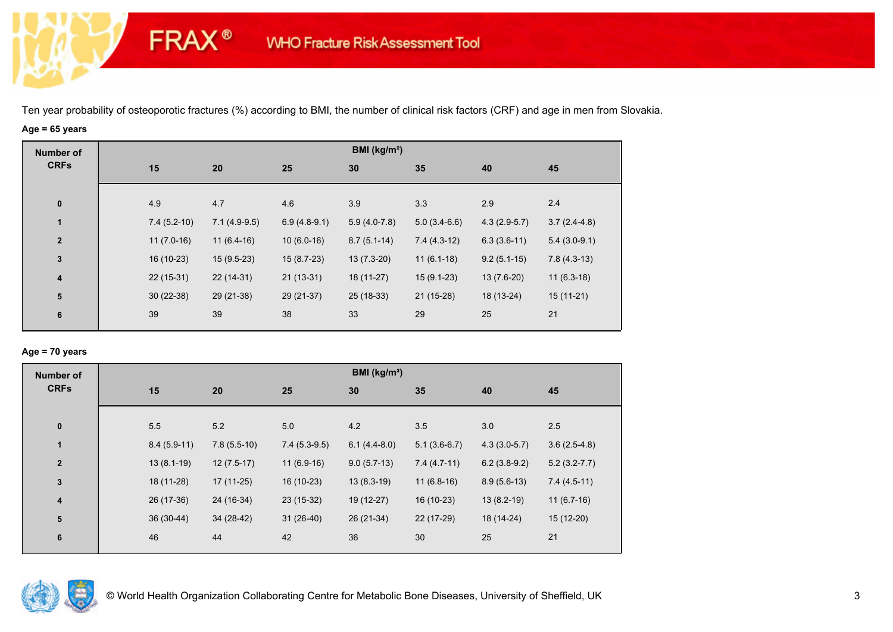Ten year probability of osteoporotic fractures (%) according to BMI, the number of clinical risk factors (CRF) and age in men from Slovakia.

**Age = 65 years**

| Number of CRFs | BMI (kg/m²) | | | | | | |
|---|---|---|---|---|---|---|---|
| | 15 | 20 | 25 | 30 | 35 | 40 | 45 |
| 0 | 4.9 | 4.7 | 4.6 | 3.9 | 3.3 | 2.9 | 2.4 |
| 1 | 7.4 (5.2-10) | 7.1 (4.9-9.5) | 6.9 (4.8-9.1) | 5.9 (4.0-7.8) | 5.0 (3.4-6.6) | 4.3 (2.9-5.7) | 3.7 (2.4-4.8) |
| 2 | 11 (7.0-16) | 11 (6.4-16) | 10 (6.0-16) | 8.7 (5.1-14) | 7.4 (4.3-12) | 6.3 (3.6-11) | 5.4 (3.0-9.1) |
| 3 | 16 (10-23) | 15 (9.5-23) | 15 (8.7-23) | 13 (7.3-20) | 11 (6.1-18) | 9.2 (5.1-15) | 7.8 (4.3-13) |
| 4 | 22 (15-31) | 22 (14-31) | 21 (13-31) | 18 (11-27) | 15 (9.1-23) | 13 (7.6-20) | 11 (6.3-18) |
| 5 | 30 (22-38) | 29 (21-38) | 29 (21-37) | 25 (18-33) | 21 (15-28) | 18 (13-24) | 15 (11-21) |
| 6 | 39 | 39 | 38 | 33 | 29 | 25 | 21 |

**Age = 70 years**

| Number of CRFs | BMI (kg/m²) | | | | | | |
|---|---|---|---|---|---|---|---|
| | 15 | 20 | 25 | 30 | 35 | 40 | 45 |
| 0 | 5.5 | 5.2 | 5.0 | 4.2 | 3.5 | 3.0 | 2.5 |
| 1 | 8.4 (5.9-11) | 7.8 (5.5-10) | 7.4 (5.3-9.5) | 6.1 (4.4-8.0) | 5.1 (3.6-6.7) | 4.3 (3.0-5.7) | 3.6 (2.5-4.8) |
| 2 | 13 (8.1-19) | 12 (7.5-17) | 11 (6.9-16) | 9.0 (5.7-13) | 7.4 (4.7-11) | 6.2 (3.8-9.2) | 5.2 (3.2-7.7) |
| 3 | 18 (11-28) | 17 (11-25) | 16 (10-23) | 13 (8.3-19) | 11 (6.8-16) | 8.9 (5.6-13) | 7.4 (4.5-11) |
| 4 | 26 (17-36) | 24 (16-34) | 23 (15-32) | 19 (12-27) | 16 (10-23) | 13 (8.2-19) | 11 (6.7-16) |
| 5 | 36 (30-44) | 34 (28-42) | 31 (26-40) | 26 (21-34) | 22 (17-29) | 18 (14-24) | 15 (12-20) |
| 6 | 46 | 44 | 42 | 36 | 30 | 25 | 21 |

© World Health Organization Collaborating Centre for Metabolic Bone Diseases, University of Sheffield, UK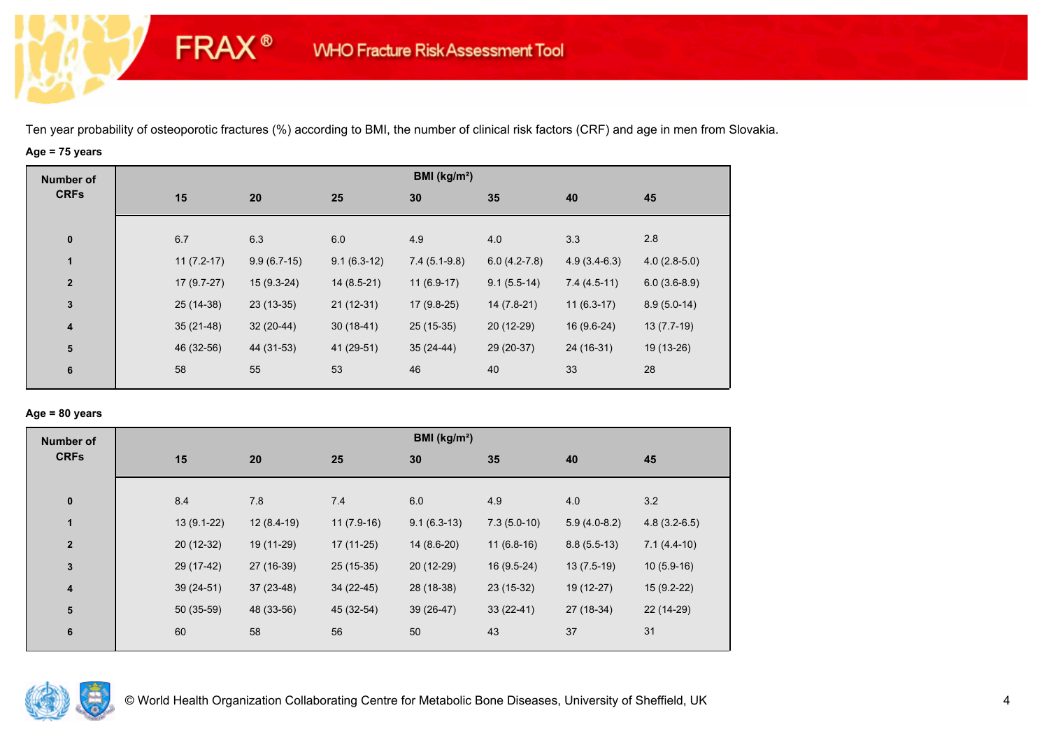Ten year probability of osteoporotic fractures (%) according to BMI, the number of clinical risk factors (CRF) and age in men from Slovakia.

**Age = 75 years**

| Number of CRFs | BMI (kg/m²) | | | | | | |
|---|---|---|---|---|---|---|---|
| | 15 | 20 | 25 | 30 | 35 | 40 | 45 |
| 0 | 6.7 | 6.3 | 6.0 | 4.9 | 4.0 | 3.3 | 2.8 |
| 1 | 11 (7.2-17) | 9.9 (6.7-15) | 9.1 (6.3-12) | 7.4 (5.1-9.8) | 6.0 (4.2-7.8) | 4.9 (3.4-6.3) | 4.0 (2.8-5.0) |
| 2 | 17 (9.7-27) | 15 (9.3-24) | 14 (8.5-21) | 11 (6.9-17) | 9.1 (5.5-14) | 7.4 (4.5-11) | 6.0 (3.6-8.9) |
| 3 | 25 (14-38) | 23 (13-35) | 21 (12-31) | 17 (9.8-25) | 14 (7.8-21) | 11 (6.3-17) | 8.9 (5.0-14) |
| 4 | 35 (21-48) | 32 (20-44) | 30 (18-41) | 25 (15-35) | 20 (12-29) | 16 (9.6-24) | 13 (7.7-19) |
| 5 | 46 (32-56) | 44 (31-53) | 41 (29-51) | 35 (24-44) | 29 (20-37) | 24 (16-31) | 19 (13-26) |
| 6 | 58 | 55 | 53 | 46 | 40 | 33 | 28 |

**Age = 80 years**

| Number of CRFs | BMI (kg/m²) | | | | | | |
|---|---|---|---|---|---|---|---|
| | 15 | 20 | 25 | 30 | 35 | 40 | 45 |
| 0 | 8.4 | 7.8 | 7.4 | 6.0 | 4.9 | 4.0 | 3.2 |
| 1 | 13 (9.1-22) | 12 (8.4-19) | 11 (7.9-16) | 9.1 (6.3-13) | 7.3 (5.0-10) | 5.9 (4.0-8.2) | 4.8 (3.2-6.5) |
| 2 | 20 (12-32) | 19 (11-29) | 17 (11-25) | 14 (8.6-20) | 11 (6.8-16) | 8.8 (5.5-13) | 7.1 (4.4-10) |
| 3 | 29 (17-42) | 27 (16-39) | 25 (15-35) | 20 (12-29) | 16 (9.5-24) | 13 (7.5-19) | 10 (5.9-16) |
| 4 | 39 (24-51) | 37 (23-48) | 34 (22-45) | 28 (18-38) | 23 (15-32) | 19 (12-27) | 15 (9.2-22) |
| 5 | 50 (35-59) | 48 (33-56) | 45 (32-54) | 39 (26-47) | 33 (22-41) | 27 (18-34) | 22 (14-29) |
| 6 | 60 | 58 | 56 | 50 | 43 | 37 | 31 |

© World Health Organization Collaborating Centre for Metabolic Bone Diseases, University of Sheffield, UK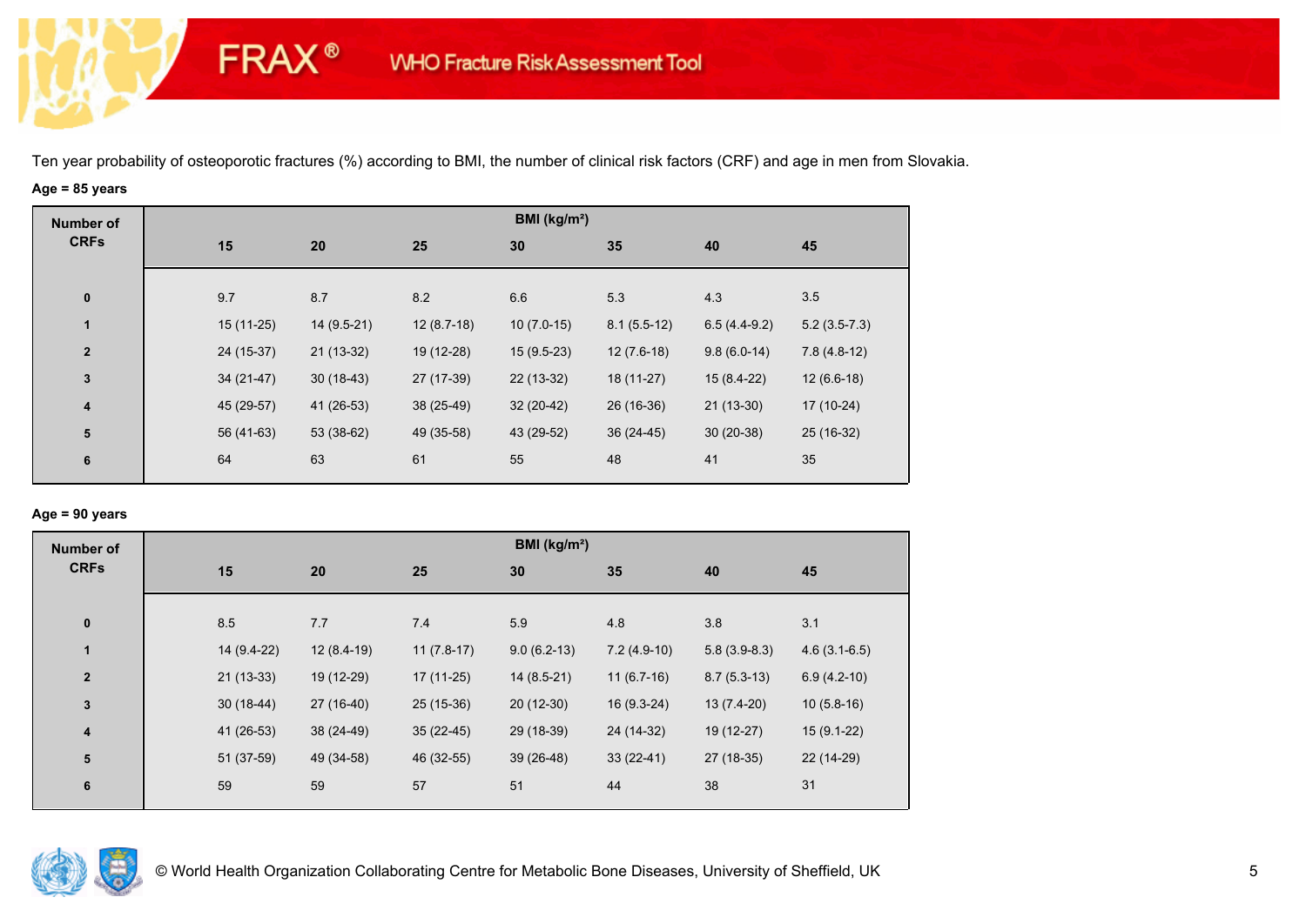FRAX® WHO Fracture Risk Assessment Tool

Ten year probability of osteoporotic fractures (%) according to BMI, the number of clinical risk factors (CRF) and age in men from Slovakia.

**Age = 85 years**

| Number of CRFs | BMI (kg/m²) | | | | | | |
|---|---|---|---|---|---|---|---|
| | 15 | 20 | 25 | 30 | 35 | 40 | 45 |
| 0 | 9.7 | 8.7 | 8.2 | 6.6 | 5.3 | 4.3 | 3.5 |
| 1 | 15 (11-25) | 14 (9.5-21) | 12 (8.7-18) | 10 (7.0-15) | 8.1 (5.5-12) | 6.5 (4.4-9.2) | 5.2 (3.5-7.3) |
| 2 | 24 (15-37) | 21 (13-32) | 19 (12-28) | 15 (9.5-23) | 12 (7.6-18) | 9.8 (6.0-14) | 7.8 (4.8-12) |
| 3 | 34 (21-47) | 30 (18-43) | 27 (17-39) | 22 (13-32) | 18 (11-27) | 15 (8.4-22) | 12 (6.6-18) |
| 4 | 45 (29-57) | 41 (26-53) | 38 (25-49) | 32 (20-42) | 26 (16-36) | 21 (13-30) | 17 (10-24) |
| 5 | 56 (41-63) | 53 (38-62) | 49 (35-58) | 43 (29-52) | 36 (24-45) | 30 (20-38) | 25 (16-32) |
| 6 | 64 | 63 | 61 | 55 | 48 | 41 | 35 |

**Age = 90 years**

| Number of CRFs | BMI (kg/m²) | | | | | | |
|---|---|---|---|---|---|---|---|
| | 15 | 20 | 25 | 30 | 35 | 40 | 45 |
| 0 | 8.5 | 7.7 | 7.4 | 5.9 | 4.8 | 3.8 | 3.1 |
| 1 | 14 (9.4-22) | 12 (8.4-19) | 11 (7.8-17) | 9.0 (6.2-13) | 7.2 (4.9-10) | 5.8 (3.9-8.3) | 4.6 (3.1-6.5) |
| 2 | 21 (13-33) | 19 (12-29) | 17 (11-25) | 14 (8.5-21) | 11 (6.7-16) | 8.7 (5.3-13) | 6.9 (4.2-10) |
| 3 | 30 (18-44) | 27 (16-40) | 25 (15-36) | 20 (12-30) | 16 (9.3-24) | 13 (7.4-20) | 10 (5.8-16) |
| 4 | 41 (26-53) | 38 (24-49) | 35 (22-45) | 29 (18-39) | 24 (14-32) | 19 (12-27) | 15 (9.1-22) |
| 5 | 51 (37-59) | 49 (34-58) | 46 (32-55) | 39 (26-48) | 33 (22-41) | 27 (18-35) | 22 (14-29) |
| 6 | 59 | 59 | 57 | 51 | 44 | 38 | 31 |

© World Health Organization Collaborating Centre for Metabolic Bone Diseases, University of Sheffield, UK